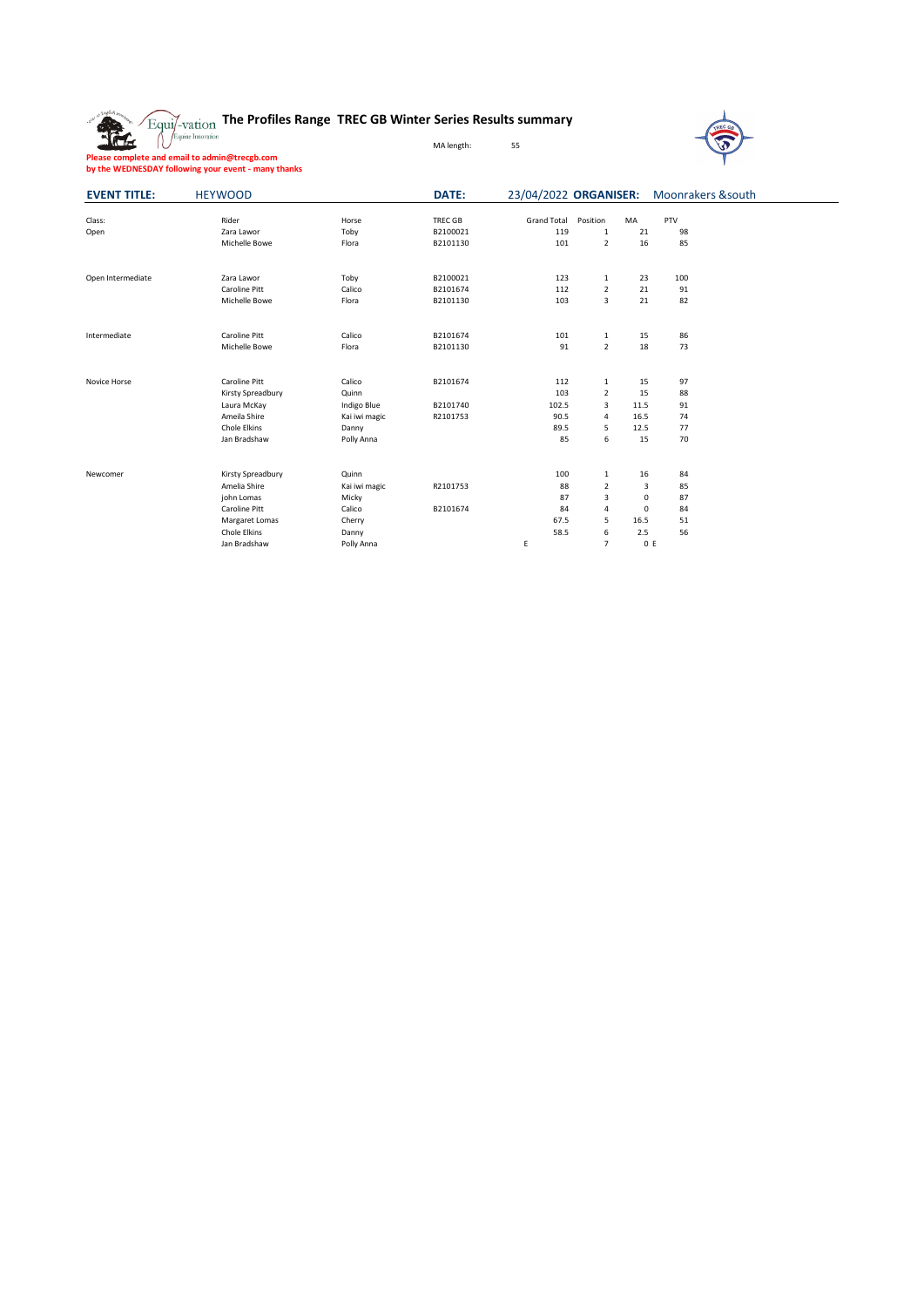# The Profiles Range TREC GB Winter Series Results summary

MA length: 55

**Please complete and email to admin@trecgb.com**
**by the WEDNESDAY following your event - many thanks**

| **EVENT TITLE:** | HEYWOOD | **DATE:** | 23/04/2022 | **ORGANISER:** | Moonrakers &south |
|---|---|---|---|---|---|

| Class: | Rider | Horse | TREC GB | Grand Total | Position | MA | PTV |
|---|---|---|---|---|---|---|---|
| Open | Zara Lawor | Toby | B2100021 | 119 | 1 | 21 | 98 |
| | Michelle Bowe | Flora | B2101130 | 101 | 2 | 16 | 85 |
| | | | | | | | |
| Open Intermediate | Zara Lawor | Toby | B2100021 | 123 | 1 | 23 | 100 |
| | Caroline Pitt | Calico | B2101674 | 112 | 2 | 21 | 91 |
| | Michelle Bowe | Flora | B2101130 | 103 | 3 | 21 | 82 |
| | | | | | | | |
| Intermediate | Caroline Pitt | Calico | B2101674 | 101 | 1 | 15 | 86 |
| | Michelle Bowe | Flora | B2101130 | 91 | 2 | 18 | 73 |
| | | | | | | | |
| Novice Horse | Caroline Pitt | Calico | B2101674 | 112 | 1 | 15 | 97 |
| | Kirsty Spreadbury | Quinn | | 103 | 2 | 15 | 88 |
| | Laura McKay | Indigo Blue | B2101740 | 102.5 | 3 | 11.5 | 91 |
| | Ameila Shire | Kai iwi magic | R2101753 | 90.5 | 4 | 16.5 | 74 |
| | Chole Elkins | Danny | | 89.5 | 5 | 12.5 | 77 |
| | Jan Bradshaw | Polly Anna | | 85 | 6 | 15 | 70 |
| | | | | | | | |
| Newcomer | Kirsty Spreadbury | Quinn | | 100 | 1 | 16 | 84 |
| | Amelia Shire | Kai iwi magic | R2101753 | 88 | 2 | 3 | 85 |
| | john Lomas | Micky | | 87 | 3 | 0 | 87 |
| | Caroline Pitt | Calico | B2101674 | 84 | 4 | 0 | 84 |
| | Margaret Lomas | Cherry | | 67.5 | 5 | 16.5 | 51 |
| | Chole Elkins | Danny | | 58.5 | 6 | 2.5 | 56 |
| | Jan Bradshaw | Polly Anna | | E | 7 | 0 E | |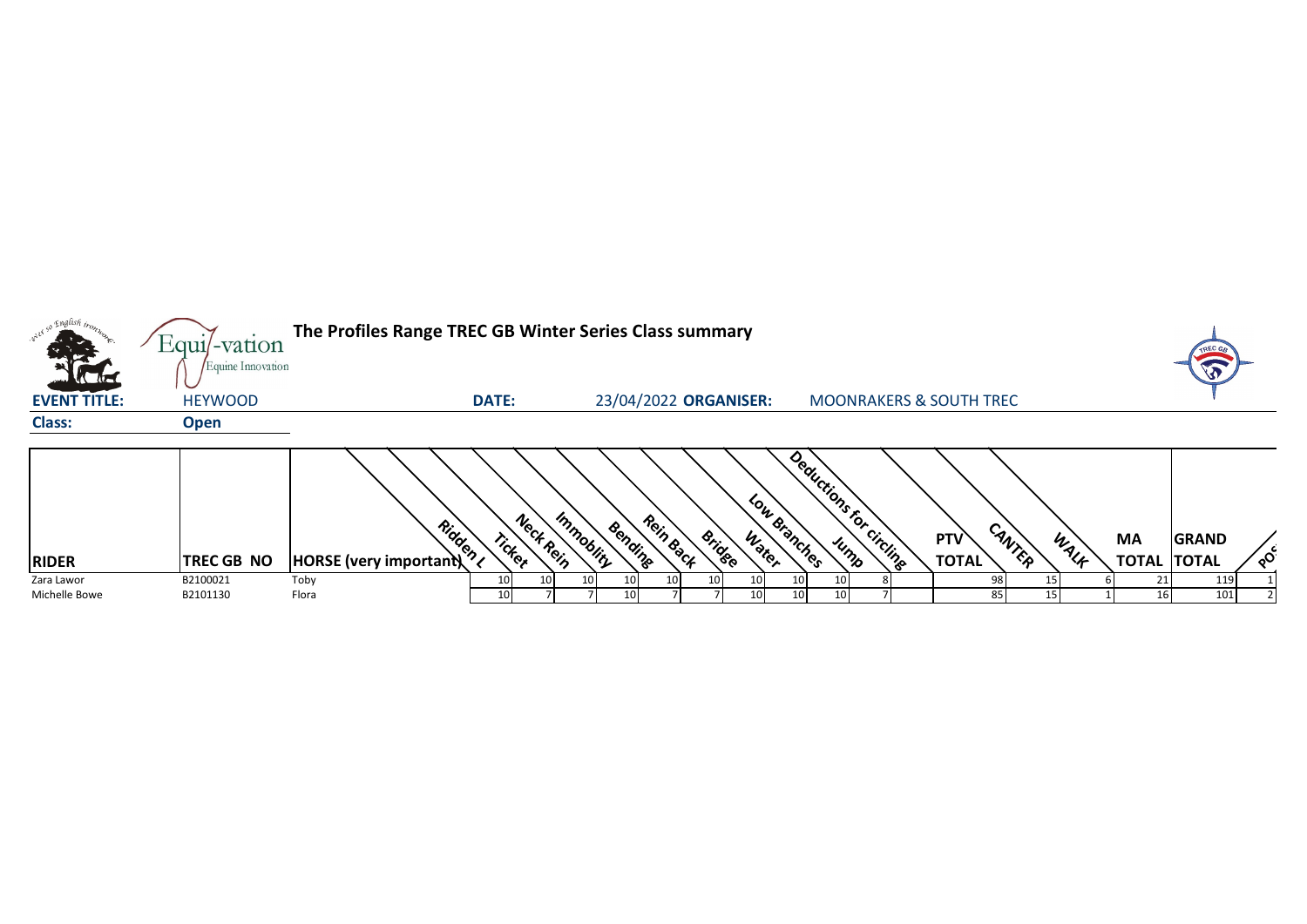# The Profiles Range TREC GB Winter Series Class summary

**EVENT TITLE:** HEYWOOD **DATE:** 23/04/2022 **ORGANISER:** MOONRAKERS & SOUTH TREC

**Class:** Open

| RIDER | TREC GB NO | HORSE (very important) | Ridden L | Ticket | Neck Rein | Immobility | Bending | Rein Back | Bridge | Water | Low Branches | Jump | Deductions for circling | PTV TOTAL | CANTER | WALK | MA TOTAL | GRAND TOTAL | POS |
|---|---|---|---|---|---|---|---|---|---|---|---|---|---|---|---|---|---|---|---|
| Zara Lawor | B2100021 | Toby | 10 | 10 | 10 | 10 | 10 | 10 | 10 | 10 | 10 | 8 | | 98 | 15 | 6 | 21 | 119 | 1 |
| Michelle Bowe | B2101130 | Flora | 10 | 7 | 7 | 10 | 7 | 7 | 10 | 10 | 10 | 7 | | 85 | 15 | 1 | 16 | 101 | 2 |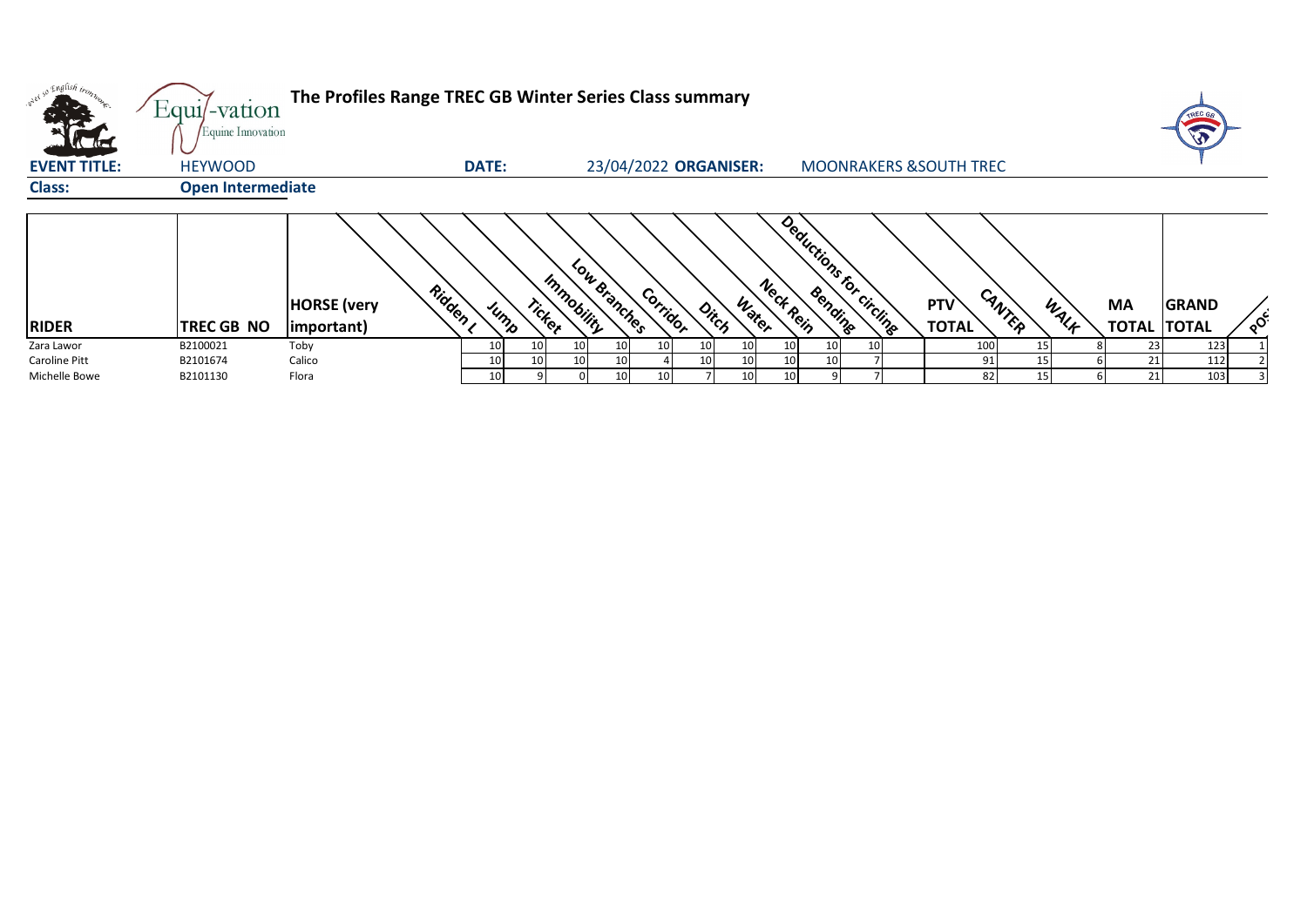# The Profiles Range TREC GB Winter Series Class summary

**EVENT TITLE:** HEYWOOD **DATE:** 23/04/2022 **ORGANISER:** MOONRAKERS &SOUTH TREC

**Class:** Open Intermediate

| RIDER | TREC GB NO | HORSE (very important) | Ridden L | Jump | Ticket | Immobility | Low Branches | Corridor | Ditch | Water | Neck Rein | Bending | Deductions for circling | PTV TOTAL | CANTER | WALK | MA TOTAL | GRAND TOTAL | POS |
|---|---|---|---|---|---|---|---|---|---|---|---|---|---|---|---|---|---|---|---|
| Zara Lawor | B2100021 | Toby | 10 | 10 | 10 | 10 | 10 | 10 | 10 | 10 | 10 | 10 | | 100 | 15 | 8 | 23 | 123 | 1 |
| Caroline Pitt | B2101674 | Calico | 10 | 10 | 10 | 10 | 4 | 10 | 10 | 10 | 10 | 7 | | 91 | 15 | 6 | 21 | 112 | 2 |
| Michelle Bowe | B2101130 | Flora | 10 | 9 | 0 | 10 | 10 | 7 | 10 | 10 | 9 | 7 | | 82 | 15 | 6 | 21 | 103 | 3 |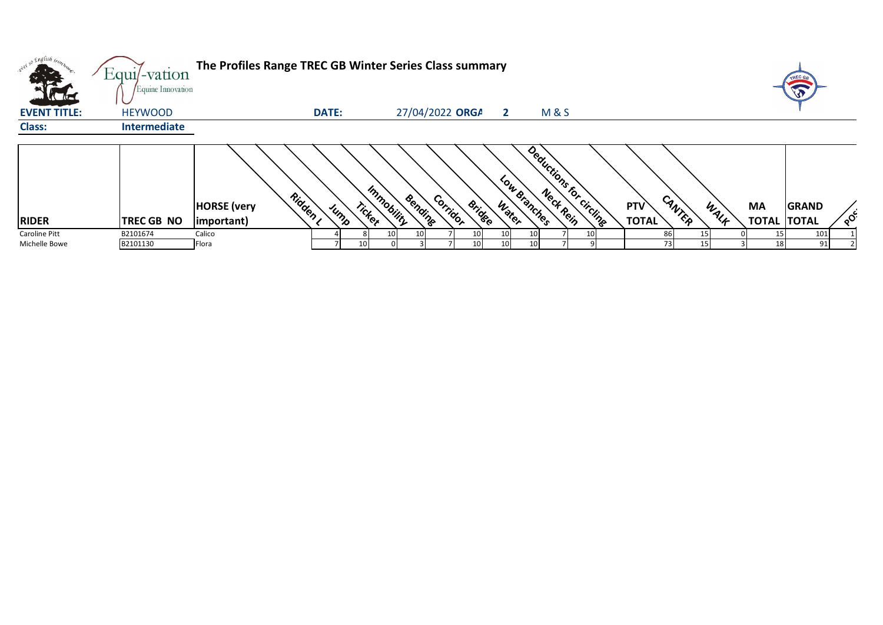**The Profiles Range TREC GB Winter Series Class summary**

**EVENT TITLE:** HEYWOOD **DATE:** 27/04/2022 **ORGA** 2 M & S

**Class:** Intermediate

| RIDER | TREC GB NO | HORSE (very important) | Ridden L | Jump | Ticket | Immobility | Bending | Corridor | Bridge | Water | Low Branches | Neck Rein | Deductions for circling | PTV TOTAL | CANTER | WALK | MA TOTAL | GRAND TOTAL | POS |
|---|---|---|---|---|---|---|---|---|---|---|---|---|---|---|---|---|---|---|---|
| Caroline Pitt | B2101674 | Calico | 4 | 8 | 10 | 10 | 7 | 10 | 10 | 10 | 7 | 10 | | 86 | 15 | 0 | 15 | 101 | 1 |
| Michelle Bowe | B2101130 | Flora | 7 | 10 | 0 | 3 | 7 | 10 | 10 | 10 | 7 | 9 | | 73 | 15 | 3 | 18 | 91 | 2 |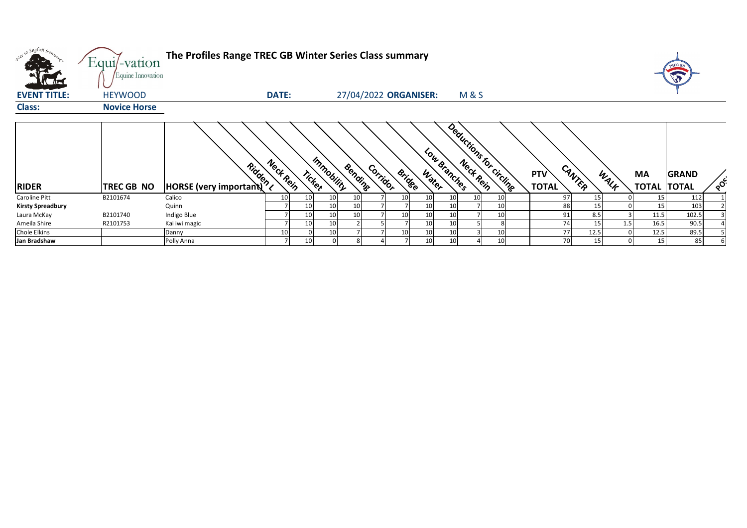**The Profiles Range TREC GB Winter Series Class summary**

**EVENT TITLE:** HEYWOOD **DATE:** 27/04/2022 **ORGANISER:** M & S

**Class:** **Novice Horse**

| RIDER | TREC GB NO | HORSE (very important) | Ridden Neck Rein | Ticket | Immobility | Bending | Corridor | Bridge | Water | Low Branches | Neck Rein | Deductions for circling | PTV TOTAL | CANTER | WALK | MA TOTAL | GRAND TOTAL | POS |
|---|---|---|---|---|---|---|---|---|---|---|---|---|---|---|---|---|---|---|
| Caroline Pitt | B2101674 | Calico | 10 | 10 | 10 | 10 | 7 | 10 | 10 | 10 | 10 | 10 | 97 | 15 | 0 | 15 | 112 | 1 |
| **Kirsty Spreadbury** | | Quinn | 7 | 10 | 10 | 10 | 7 | 7 | 10 | 10 | 7 | 10 | 88 | 15 | 0 | 15 | 103 | 2 |
| Laura McKay | B2101740 | Indigo Blue | 7 | 10 | 10 | 10 | 7 | 10 | 10 | 10 | 7 | 10 | 91 | 8.5 | 3 | 11.5 | 102.5 | 3 |
| Ameila Shire | R2101753 | Kai iwi magic | 7 | 10 | 10 | 2 | 5 | 7 | 10 | 10 | 5 | 8 | 74 | 15 | 1.5 | 16.5 | 90.5 | 4 |
| Chole Elkins | | Danny | 10 | 0 | 10 | 7 | 7 | 10 | 10 | 10 | 3 | 10 | 77 | 12.5 | 0 | 12.5 | 89.5 | 5 |
| **Jan Bradshaw** | | Polly Anna | 7 | 10 | 0 | 8 | 4 | 7 | 10 | 10 | 4 | 10 | 70 | 15 | 0 | 15 | 85 | 6 |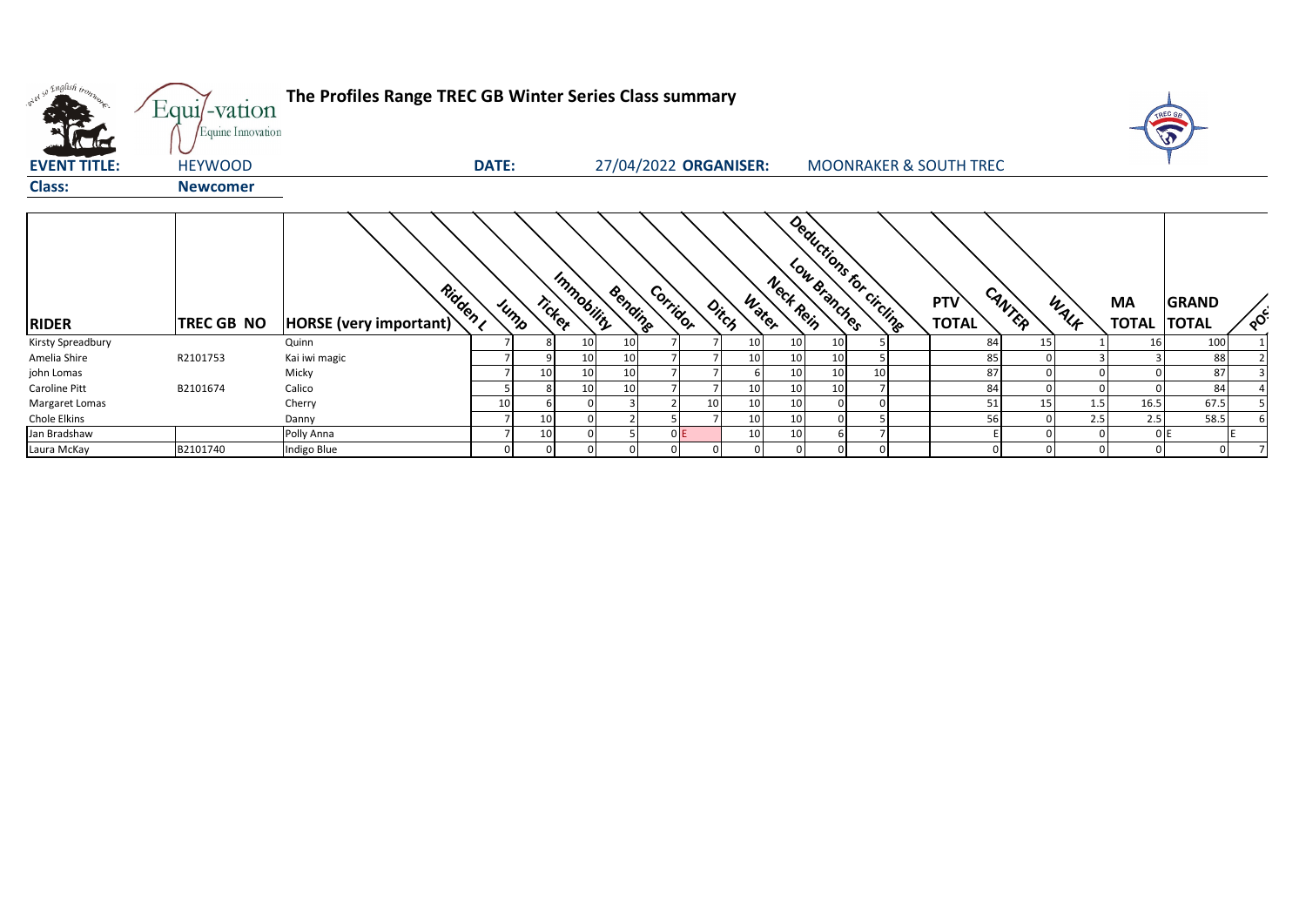# The Profiles Range TREC GB Winter Series Class summary

**EVENT TITLE:** HEYWOOD **DATE:** 27/04/2022 **ORGANISER:** MOONRAKER & SOUTH TREC

**Class:** **Newcomer**

| RIDER | TREC GB NO | HORSE (very important) | Ridden L | Jump | Ticket | Immobility | Bending | Corridor | Ditch | Water | Neck Rein | Low Branches | Deductions for circling | PTV TOTAL | CANTER | WALK | MA TOTAL | GRAND TOTAL | POS |
|---|---|---|---|---|---|---|---|---|---|---|---|---|---|---|---|---|---|---|---|
| Kirsty Spreadbury | | Quinn | 7 | 8 | 10 | 10 | 7 | 7 | 10 | 10 | 10 | 5 | | 84 | 15 | 1 | 16 | 100 | 1 |
| Amelia Shire | R2101753 | Kai iwi magic | 7 | 9 | 10 | 10 | 7 | 7 | 10 | 10 | 10 | 5 | | 85 | 0 | 3 | 3 | 88 | 2 |
| john Lomas | | Micky | 7 | 10 | 10 | 10 | 7 | 7 | 6 | 10 | 10 | 10 | | 87 | 0 | 0 | 0 | 87 | 3 |
| Caroline Pitt | B2101674 | Calico | 5 | 8 | 10 | 10 | 7 | 7 | 10 | 10 | 10 | 7 | | 84 | 0 | 0 | 0 | 84 | 4 |
| Margaret Lomas | | Cherry | 10 | 6 | 0 | 3 | 2 | 10 | 10 | 10 | 0 | 0 | | 51 | 15 | 1.5 | 16.5 | 67.5 | 5 |
| Chole Elkins | | Danny | 7 | 10 | 0 | 2 | 5 | 7 | 10 | 10 | 0 | 5 | | 56 | 0 | 2.5 | 2.5 | 58.5 | 6 |
| Jan Bradshaw | | Polly Anna | 7 | 10 | 0 | 5 | 0 | E | 10 | 10 | 6 | 7 | | E | 0 | 0 | 0 | E | E |
| Laura McKay | B2101740 | Indigo Blue | 0 | 0 | 0 | 0 | 0 | 0 | 0 | 0 | 0 | 0 | | 0 | 0 | 0 | 0 | 0 | 7 |